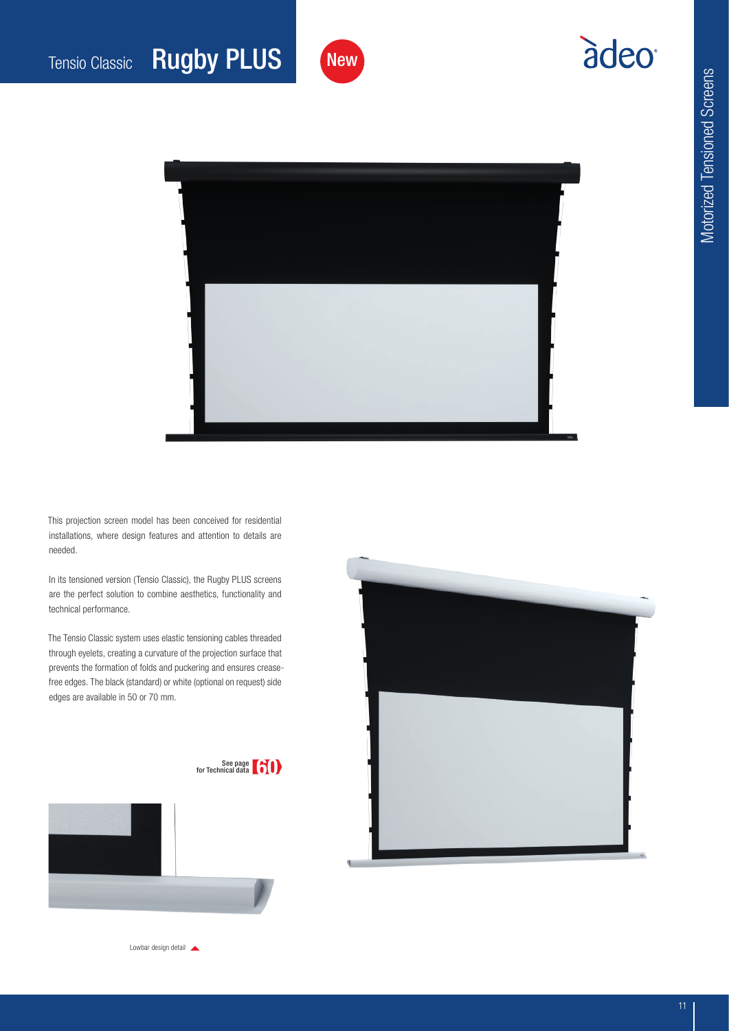# Tensio Classic **Rugby PLUS**

New

This projection screen model has been conceived for residential installations, where design features and attention to details are needed.

In its tensioned version (Tensio Classic), the Rugby PLUS screens are the perfect solution to combine aesthetics, functionality and technical performance.

The Tensio Classic system uses elastic tensioning cables threaded through eyelets, creating a curvature of the projection surface that prevents the formation of folds and puckering and ensures crease-free edges. The black (standard) or white (optional on request) side edges are available in 50 or 70 mm.

See page 60 for Technical data

Lowbar design detail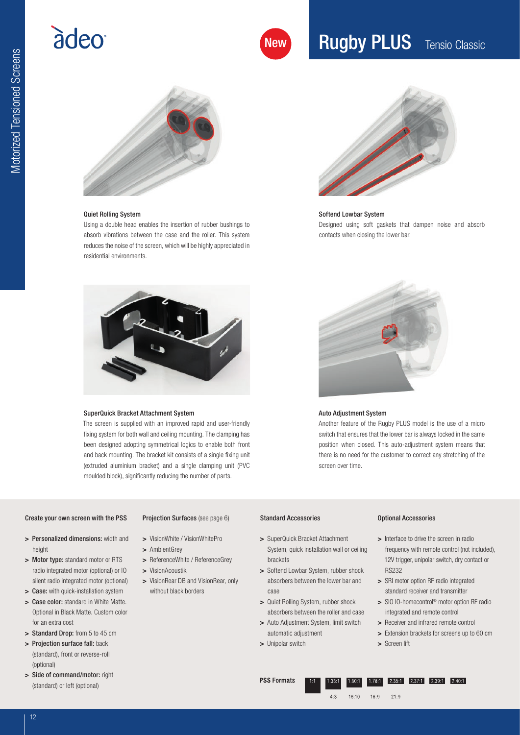adeo

New

# Rugby PLUS Tensio Classic

Motorized Tensioned Screens

### Quiet Rolling System

Using a double head enables the insertion of rubber bushings to absorb vibrations between the case and the roller. This system reduces the noise of the screen, which will be highly appreciated in residential environments.

### Softend Lowbar System

Designed using soft gaskets that dampen noise and absorb contacts when closing the lower bar.

### SuperQuick Bracket Attachment System

The screen is supplied with an improved rapid and user-friendly fixing system for both wall and ceiling mounting. The clamping has been designed adopting symmetrical logics to enable both front and back mounting. The bracket kit consists of a single fixing unit (extruded aluminium bracket) and a single clamping unit (PVC moulded block), significantly reducing the number of parts.

### Auto Adjustment System

Another feature of the Rugby PLUS model is the use of a micro switch that ensures that the lower bar is always locked in the same position when closed. This auto-adjustment system means that there is no need for the customer to correct any stretching of the screen over time.

### Create your own screen with the PSS

- **Personalized dimensions:** width and height
- **Motor type:** standard motor or RTS radio integrated motor (optional) or IO silent radio integrated motor (optional)
- **Case:** with quick-installation system
- **Case color:** standard in White Matte. Optional in Black Matte. Custom color for an extra cost
- **Standard Drop:** from 5 to 45 cm
- **Projection surface fall:** back (standard), front or reverse-roll (optional)
- **Side of command/motor:** right (standard) or left (optional)

### Projection Surfaces (see page 6)

- VisionWhite / VisionWhitePro
- AmbientGrey
- ReferenceWhite / ReferenceGrey
- VisionAcoustik
- VisionRear DB and VisionRear, only without black borders

### Standard Accessories

- SuperQuick Bracket Attachment System, quick installation wall or ceiling brackets
- Softend Lowbar System, rubber shock absorbers between the lower bar and case
- Quiet Rolling System, rubber shock absorbers between the roller and case
- Auto Adjustment System, limit switch automatic adjustment
- Unipolar switch

### Optional Accessories

- Interface to drive the screen in radio frequency with remote control (not included), 12V trigger, unipolar switch, dry contact or RS232
- SRI motor option RF radio integrated standard receiver and transmitter
- SIO IO-homecontrol® motor option RF radio integrated and remote control
- Receiver and infrared remote control
- Extension brackets for screens up to 60 cm
- Screen lift

### PSS Formats

| 1:1 | 1.33:1 | 1.60:1 | 1.78:1 | 2.35:1 | 2.37:1 | 2.39:1 | 2.40:1 |
|---|---|---|---|---|---|---|---|
| | 4:3 | 16:10 | 16:9 | 21:9 | | | |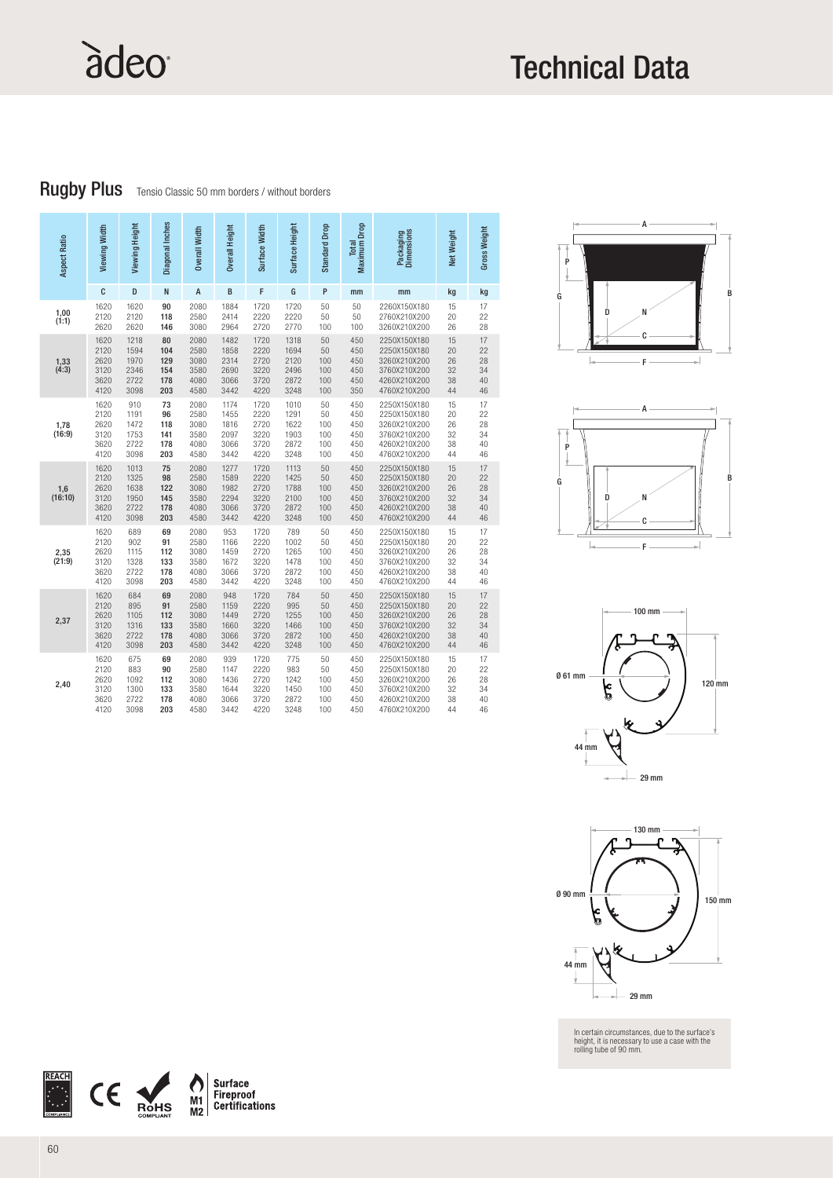# Technical Data

## Rugby Plus

Tensio Classic 50 mm borders / without borders

| Aspect Ratio | Viewing Width | Viewing Height | Diagonal Inches | Overall Width | Overall Height | Surface Width | Surface Height | Standard Drop | Total Maximum Drop | Packaging Dimensions | Net Weight | Gross Weight |
|---|---|---|---|---|---|---|---|---|---|---|---|---|
| | C | D | N | A | B | F | G | P | mm | mm | kg | kg |
| 1,00 (1:1) | 1620 | 1620 | 90 | 2080 | 1884 | 1720 | 1720 | 50 | 50 | 2260X150X180 | 15 | 17 |
| | 2120 | 2120 | 118 | 2580 | 2414 | 2220 | 2220 | 50 | 50 | 2760X210X200 | 20 | 22 |
| | 2620 | 2620 | 146 | 3080 | 2964 | 2720 | 2770 | 100 | 100 | 3260X210X200 | 26 | 28 |
| 1,33 (4:3) | 1620 | 1218 | 80 | 2080 | 1482 | 1720 | 1318 | 50 | 450 | 2250X150X180 | 15 | 17 |
| | 2120 | 1594 | 104 | 2580 | 1858 | 2220 | 1694 | 50 | 450 | 2250X150X180 | 20 | 22 |
| | 2620 | 1970 | 129 | 3080 | 2314 | 2720 | 2120 | 100 | 450 | 3260X210X200 | 26 | 28 |
| | 3120 | 2346 | 154 | 3580 | 2690 | 3220 | 2496 | 100 | 450 | 3760X210X200 | 32 | 34 |
| | 3620 | 2722 | 178 | 4080 | 3066 | 3720 | 2872 | 100 | 450 | 4260X210X200 | 38 | 40 |
| | 4120 | 3098 | 203 | 4580 | 3442 | 4220 | 3248 | 100 | 350 | 4760X210X200 | 44 | 46 |
| 1,78 (16:9) | 1620 | 910 | 73 | 2080 | 1174 | 1720 | 1010 | 50 | 450 | 2250X150X180 | 15 | 17 |
| | 2120 | 1191 | 96 | 2580 | 1455 | 2220 | 1291 | 50 | 450 | 2250X150X180 | 20 | 22 |
| | 2620 | 1472 | 118 | 3080 | 1816 | 2720 | 1622 | 100 | 450 | 3260X210X200 | 26 | 28 |
| | 3120 | 1753 | 141 | 3580 | 2097 | 3220 | 1903 | 100 | 450 | 3760X210X200 | 32 | 34 |
| | 3620 | 2722 | 178 | 4080 | 3066 | 3720 | 2872 | 100 | 450 | 4260X210X200 | 38 | 40 |
| | 4120 | 3098 | 203 | 4580 | 3442 | 4220 | 3248 | 100 | 450 | 4760X210X200 | 44 | 46 |
| 1,6 (16:10) | 1620 | 1013 | 75 | 2080 | 1277 | 1720 | 1113 | 50 | 450 | 2250X150X180 | 15 | 17 |
| | 2120 | 1325 | 98 | 2580 | 1589 | 2220 | 1425 | 50 | 450 | 2250X150X180 | 20 | 22 |
| | 2620 | 1638 | 122 | 3080 | 1982 | 2720 | 1788 | 100 | 450 | 3260X210X200 | 26 | 28 |
| | 3120 | 1950 | 145 | 3580 | 2294 | 3220 | 2100 | 100 | 450 | 3760X210X200 | 32 | 34 |
| | 3620 | 2722 | 178 | 4080 | 3066 | 3720 | 2872 | 100 | 450 | 4260X210X200 | 38 | 40 |
| | 4120 | 3098 | 203 | 4580 | 3442 | 4220 | 3248 | 100 | 450 | 4760X210X200 | 44 | 46 |
| 2,35 (21:9) | 1620 | 689 | 69 | 2080 | 953 | 1720 | 789 | 50 | 450 | 2250X150X180 | 15 | 17 |
| | 2120 | 902 | 91 | 2580 | 1166 | 2220 | 1002 | 50 | 450 | 2250X150X180 | 20 | 22 |
| | 2620 | 1115 | 112 | 3080 | 1459 | 2720 | 1265 | 100 | 450 | 3260X210X200 | 26 | 28 |
| | 3120 | 1328 | 133 | 3580 | 1672 | 3220 | 1478 | 100 | 450 | 3760X210X200 | 32 | 34 |
| | 3620 | 2722 | 178 | 4080 | 3066 | 3720 | 2872 | 100 | 450 | 4260X210X200 | 38 | 40 |
| | 4120 | 3098 | 203 | 4580 | 3442 | 4220 | 3248 | 100 | 450 | 4760X210X200 | 44 | 46 |
| 2,37 | 1620 | 684 | 69 | 2080 | 948 | 1720 | 784 | 50 | 450 | 2250X150X180 | 15 | 17 |
| | 2120 | 895 | 91 | 2580 | 1159 | 2220 | 995 | 50 | 450 | 2250X150X180 | 20 | 22 |
| | 2620 | 1105 | 112 | 3080 | 1449 | 2720 | 1255 | 100 | 450 | 3260X210X200 | 26 | 28 |
| | 3120 | 1316 | 133 | 3580 | 1660 | 3220 | 1466 | 100 | 450 | 3760X210X200 | 32 | 34 |
| | 3620 | 2722 | 178 | 4080 | 3066 | 3720 | 2872 | 100 | 450 | 4260X210X200 | 38 | 40 |
| | 4120 | 3098 | 203 | 4580 | 3442 | 4220 | 3248 | 100 | 450 | 4760X210X200 | 44 | 46 |
| 2,40 | 1620 | 675 | 69 | 2080 | 939 | 1720 | 775 | 50 | 450 | 2250X150X180 | 15 | 17 |
| | 2120 | 883 | 90 | 2580 | 1147 | 2220 | 983 | 50 | 450 | 2250X150X180 | 20 | 22 |
| | 2620 | 1092 | 112 | 3080 | 1436 | 2720 | 1242 | 100 | 450 | 3260X210X200 | 26 | 28 |
| | 3120 | 1300 | 133 | 3580 | 1644 | 3220 | 1450 | 100 | 450 | 3760X210X200 | 32 | 34 |
| | 3620 | 2722 | 178 | 4080 | 3066 | 3720 | 2872 | 100 | 450 | 4260X210X200 | 38 | 40 |
| | 4120 | 3098 | 203 | 4580 | 3442 | 4220 | 3248 | 100 | 450 | 4760X210X200 | 44 | 46 |

In certain circumstances, due to the surface's height, it is necessary to use a case with the rolling tube of 90 mm.

Surface Fireproof Certifications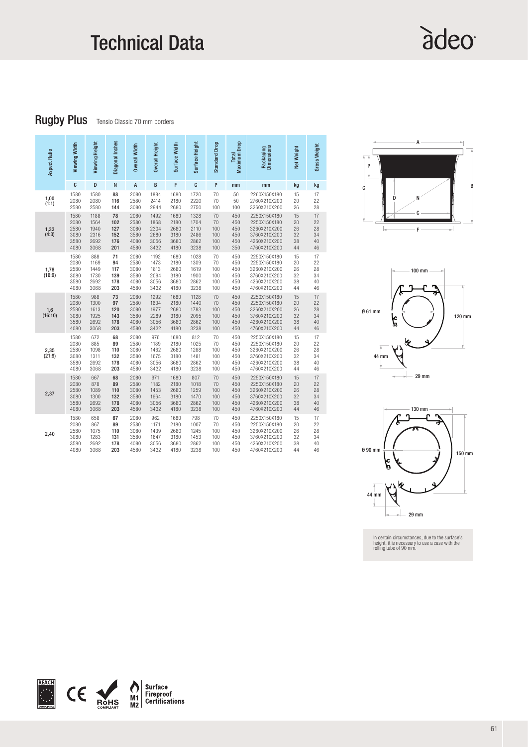# Technical Data

## Rugby Plus

Tensio Classic 70 mm borders

| Aspect Ratio | Viewing Width | Viewing Height | Diagonal Inches | Overall Width | Overall Height | Surface Width | Surface Height | Standard Drop | Total Maximum Drop | Packaging Dimensions | Net Weight | Gross Weight |
|---|---|---|---|---|---|---|---|---|---|---|---|---|
| | C | D | N | A | B | F | G | P | mm | mm | kg | kg |
| 1,00 (1:1) | 1580 | 1580 | 88 | 2080 | 1884 | 1680 | 1720 | 70 | 50 | 2260X150X180 | 15 | 17 |
| | 2080 | 2080 | 116 | 2580 | 2414 | 2180 | 2220 | 70 | 50 | 2760X210X200 | 20 | 22 |
| | 2580 | 2580 | 144 | 3080 | 2944 | 2680 | 2750 | 100 | 100 | 3260X210X200 | 26 | 28 |
| 1,33 (4:3) | 1580 | 1188 | 78 | 2080 | 1492 | 1680 | 1328 | 70 | 450 | 2250X150X180 | 15 | 17 |
| | 2080 | 1564 | 102 | 2580 | 1868 | 2180 | 1704 | 70 | 450 | 2250X150X180 | 20 | 22 |
| | 2580 | 1940 | 127 | 3080 | 2304 | 2680 | 2110 | 100 | 450 | 3260X210X200 | 26 | 28 |
| | 3080 | 2316 | 152 | 3580 | 2680 | 3180 | 2486 | 100 | 450 | 3760X210X200 | 32 | 34 |
| | 3580 | 2692 | 176 | 4080 | 3056 | 3680 | 2862 | 100 | 450 | 4260X210X200 | 38 | 40 |
| | 4080 | 3068 | 201 | 4580 | 3432 | 4180 | 3238 | 100 | 350 | 4760X210X200 | 44 | 46 |
| 1,78 (16:9) | 1580 | 888 | 71 | 2080 | 1192 | 1680 | 1028 | 70 | 450 | 2250X150X180 | 15 | 17 |
| | 2080 | 1169 | 94 | 2580 | 1473 | 2180 | 1309 | 70 | 450 | 2250X150X180 | 20 | 22 |
| | 2580 | 1449 | 117 | 3080 | 1813 | 2680 | 1619 | 100 | 450 | 3260X210X200 | 26 | 28 |
| | 3080 | 1730 | 139 | 3580 | 2094 | 3180 | 1900 | 100 | 450 | 3760X210X200 | 32 | 34 |
| | 3580 | 2692 | 178 | 4080 | 3056 | 3680 | 2862 | 100 | 450 | 4260X210X200 | 38 | 40 |
| | 4080 | 3068 | 203 | 4580 | 3432 | 4180 | 3238 | 100 | 450 | 4760X210X200 | 44 | 46 |
| 1,6 (16:10) | 1580 | 988 | 73 | 2080 | 1292 | 1680 | 1128 | 70 | 450 | 2250X150X180 | 15 | 17 |
| | 2080 | 1300 | 97 | 2580 | 1604 | 2180 | 1440 | 70 | 450 | 2250X150X180 | 20 | 22 |
| | 2580 | 1613 | 120 | 3080 | 1977 | 2680 | 1783 | 100 | 450 | 3260X210X200 | 26 | 28 |
| | 3080 | 1925 | 143 | 3580 | 2289 | 3180 | 2095 | 100 | 450 | 3760X210X200 | 32 | 34 |
| | 3580 | 2692 | 178 | 4080 | 3056 | 3680 | 2862 | 100 | 450 | 4260X210X200 | 38 | 40 |
| | 4080 | 3068 | 203 | 4580 | 3432 | 4180 | 3238 | 100 | 450 | 4760X210X200 | 44 | 46 |
| 2,35 (21:9) | 1580 | 672 | 68 | 2080 | 976 | 1680 | 812 | 70 | 450 | 2250X150X180 | 15 | 17 |
| | 2080 | 885 | 89 | 2580 | 1189 | 2180 | 1025 | 70 | 450 | 2250X150X180 | 20 | 22 |
| | 2580 | 1098 | 110 | 3080 | 1462 | 2680 | 1268 | 100 | 450 | 3260X210X200 | 26 | 28 |
| | 3080 | 1311 | 132 | 3580 | 1675 | 3180 | 1481 | 100 | 450 | 3760X210X200 | 32 | 34 |
| | 3580 | 2692 | 178 | 4080 | 3056 | 3680 | 2862 | 100 | 450 | 4260X210X200 | 38 | 40 |
| | 4080 | 3068 | 203 | 4580 | 3432 | 4180 | 3238 | 100 | 450 | 4760X210X200 | 44 | 46 |
| 2,37 | 1580 | 667 | 68 | 2080 | 971 | 1680 | 807 | 70 | 450 | 2250X150X180 | 15 | 17 |
| | 2080 | 878 | 89 | 2580 | 1182 | 2180 | 1018 | 70 | 450 | 2250X150X180 | 20 | 22 |
| | 2580 | 1089 | 110 | 3080 | 1453 | 2680 | 1259 | 100 | 450 | 3260X210X200 | 26 | 28 |
| | 3080 | 1300 | 132 | 3580 | 1664 | 3180 | 1470 | 100 | 450 | 3760X210X200 | 32 | 34 |
| | 3580 | 2692 | 178 | 4080 | 3056 | 3680 | 2862 | 100 | 450 | 4260X210X200 | 38 | 40 |
| | 4080 | 3068 | 203 | 4580 | 3432 | 4180 | 3238 | 100 | 450 | 4760X210X200 | 44 | 46 |
| 2,40 | 1580 | 658 | 67 | 2080 | 962 | 1680 | 798 | 70 | 450 | 2250X150X180 | 15 | 17 |
| | 2080 | 867 | 89 | 2580 | 1171 | 2180 | 1007 | 70 | 450 | 2250X150X180 | 20 | 22 |
| | 2580 | 1075 | 110 | 3080 | 1439 | 2680 | 1245 | 100 | 450 | 3260X210X200 | 26 | 28 |
| | 3080 | 1283 | 131 | 3580 | 1647 | 3180 | 1453 | 100 | 450 | 3760X210X200 | 32 | 34 |
| | 3580 | 2692 | 178 | 4080 | 3056 | 3680 | 2862 | 100 | 450 | 4260X210X200 | 38 | 40 |
| | 4080 | 3068 | 203 | 4580 | 3432 | 4180 | 3238 | 100 | 450 | 4760X210X200 | 44 | 46 |

A
P
G
B
D
N
C
F

100 mm
Ø 61 mm
120 mm
44 mm
29 mm

130 mm
Ø 90 mm
150 mm
44 mm
29 mm

In certain circumstances, due to the surface's height, it is necessary to use a case with the rolling tube of 90 mm.

REACH COMPLIANCE · CE · RoHS COMPLIANT · M1 M2 Surface Fireproof Certifications